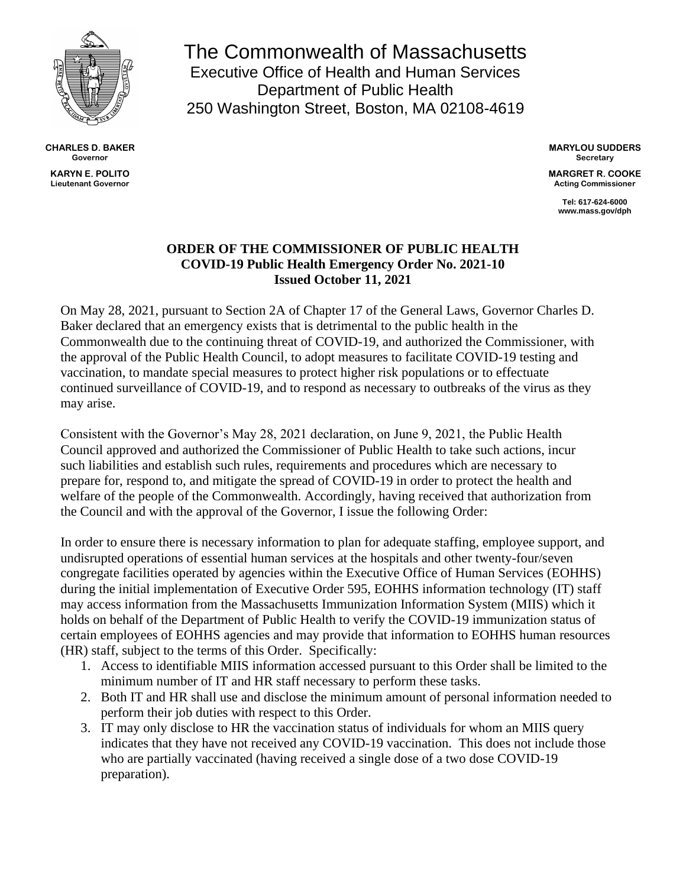# The Commonwealth of Massachusetts
Executive Office of Health and Human Services
Department of Public Health
250 Washington Street, Boston, MA 02108-4619

**CHARLES D. BAKER**
**Governor**

**KARYN E. POLITO**
**Lieutenant Governor**

**MARYLOU SUDDERS**
**Secretary**

**MARGRET R. COOKE**
**Acting Commissioner**

**Tel: 617-624-6000**
**www.mass.gov/dph**

## ORDER OF THE COMMISSIONER OF PUBLIC HEALTH
## COVID-19 Public Health Emergency Order No. 2021-10
## Issued October 11, 2021

On May 28, 2021, pursuant to Section 2A of Chapter 17 of the General Laws, Governor Charles D. Baker declared that an emergency exists that is detrimental to the public health in the Commonwealth due to the continuing threat of COVID-19, and authorized the Commissioner, with the approval of the Public Health Council, to adopt measures to facilitate COVID-19 testing and vaccination, to mandate special measures to protect higher risk populations or to effectuate continued surveillance of COVID-19, and to respond as necessary to outbreaks of the virus as they may arise.

Consistent with the Governor's May 28, 2021 declaration, on June 9, 2021, the Public Health Council approved and authorized the Commissioner of Public Health to take such actions, incur such liabilities and establish such rules, requirements and procedures which are necessary to prepare for, respond to, and mitigate the spread of COVID-19 in order to protect the health and welfare of the people of the Commonwealth. Accordingly, having received that authorization from the Council and with the approval of the Governor, I issue the following Order:

In order to ensure there is necessary information to plan for adequate staffing, employee support, and undisrupted operations of essential human services at the hospitals and other twenty-four/seven congregate facilities operated by agencies within the Executive Office of Human Services (EOHHS) during the initial implementation of Executive Order 595, EOHHS information technology (IT) staff may access information from the Massachusetts Immunization Information System (MIIS) which it holds on behalf of the Department of Public Health to verify the COVID-19 immunization status of certain employees of EOHHS agencies and may provide that information to EOHHS human resources (HR) staff, subject to the terms of this Order. Specifically:

1. Access to identifiable MIIS information accessed pursuant to this Order shall be limited to the minimum number of IT and HR staff necessary to perform these tasks.
2. Both IT and HR shall use and disclose the minimum amount of personal information needed to perform their job duties with respect to this Order.
3. IT may only disclose to HR the vaccination status of individuals for whom an MIIS query indicates that they have not received any COVID-19 vaccination. This does not include those who are partially vaccinated (having received a single dose of a two dose COVID-19 preparation).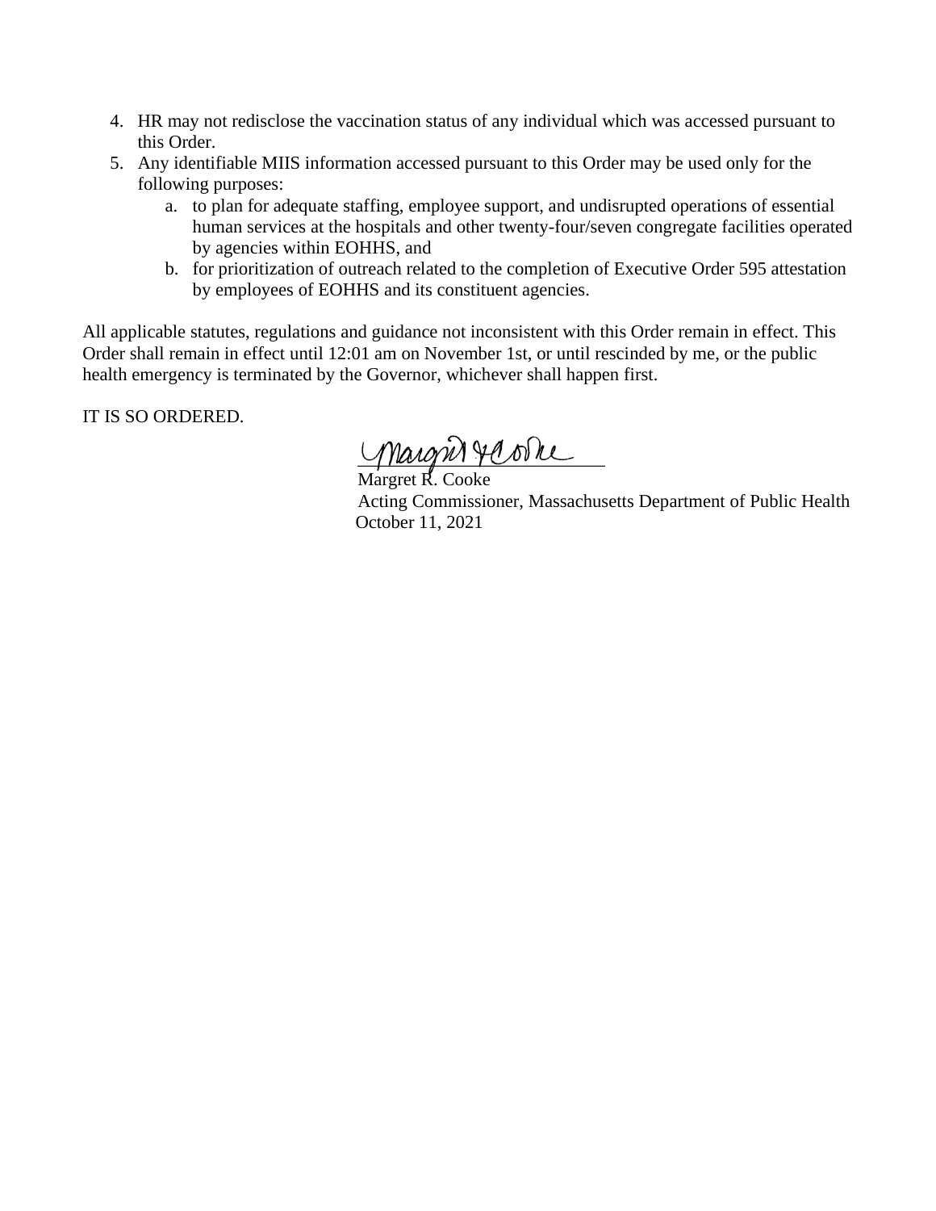4. HR may not redisclose the vaccination status of any individual which was accessed pursuant to this Order.
5. Any identifiable MIIS information accessed pursuant to this Order may be used only for the following purposes:
    a. to plan for adequate staffing, employee support, and undisrupted operations of essential human services at the hospitals and other twenty-four/seven congregate facilities operated by agencies within EOHHS, and
    b. for prioritization of outreach related to the completion of Executive Order 595 attestation by employees of EOHHS and its constituent agencies.

All applicable statutes, regulations and guidance not inconsistent with this Order remain in effect. This Order shall remain in effect until 12:01 am on November 1st, or until rescinded by me, or the public health emergency is terminated by the Governor, whichever shall happen first.

IT IS SO ORDERED.

Margret R. Cooke
Acting Commissioner, Massachusetts Department of Public Health
October 11, 2021